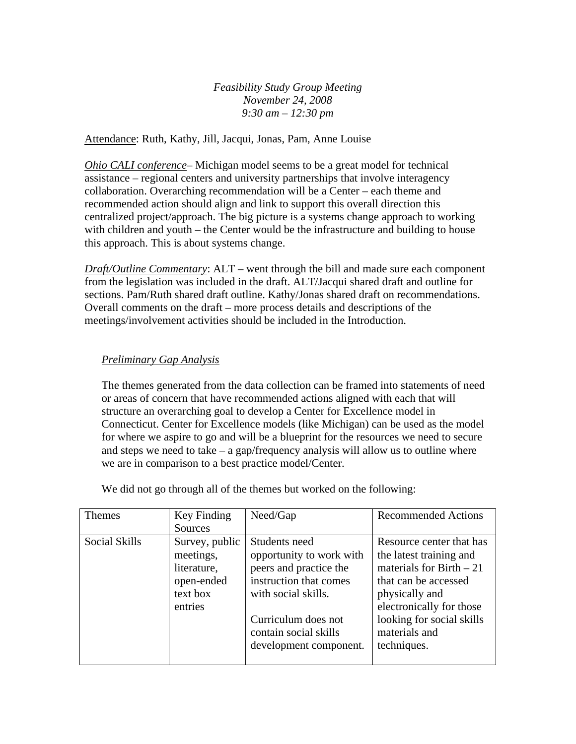*Feasibility Study Group Meeting*
*November 24, 2008*
*9:30 am – 12:30 pm*

Attendance: Ruth, Kathy, Jill, Jacqui, Jonas, Pam, Anne Louise

*Ohio CALI conference*– Michigan model seems to be a great model for technical assistance – regional centers and university partnerships that involve interagency collaboration. Overarching recommendation will be a Center – each theme and recommended action should align and link to support this overall direction this centralized project/approach. The big picture is a systems change approach to working with children and youth – the Center would be the infrastructure and building to house this approach. This is about systems change.

*Draft/Outline Commentary*: ALT – went through the bill and made sure each component from the legislation was included in the draft. ALT/Jacqui shared draft and outline for sections. Pam/Ruth shared draft outline. Kathy/Jonas shared draft on recommendations. Overall comments on the draft – more process details and descriptions of the meetings/involvement activities should be included in the Introduction.

*Preliminary Gap Analysis*

The themes generated from the data collection can be framed into statements of need or areas of concern that have recommended actions aligned with each that will structure an overarching goal to develop a Center for Excellence model in Connecticut. Center for Excellence models (like Michigan) can be used as the model for where we aspire to go and will be a blueprint for the resources we need to secure and steps we need to take – a gap/frequency analysis will allow us to outline where we are in comparison to a best practice model/Center.

We did not go through all of the themes but worked on the following:

| Themes | Key Finding Sources | Need/Gap | Recommended Actions |
|---|---|---|---|
| Social Skills | Survey, public meetings, literature, open-ended text box entries | Students need opportunity to work with peers and practice the instruction that comes with social skills.<br><br>Curriculum does not contain social skills development component. | Resource center that has the latest training and materials for Birth – 21 that can be accessed physically and electronically for those looking for social skills materials and techniques. |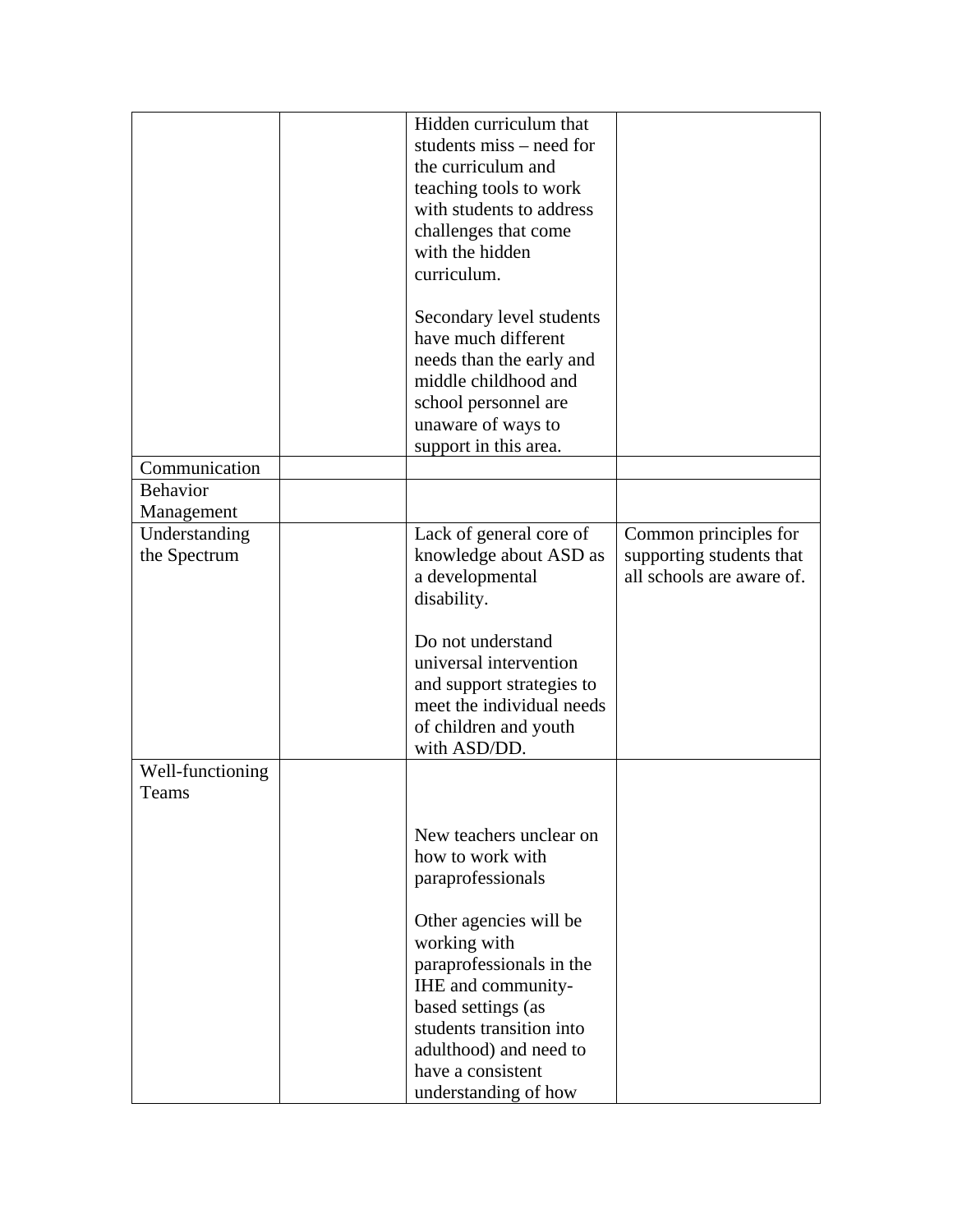| | | | |
|---|---|---|---|
| | | Hidden curriculum that students miss – need for the curriculum and teaching tools to work with students to address challenges that come with the hidden curriculum.<br><br>Secondary level students have much different needs than the early and middle childhood and school personnel are unaware of ways to support in this area. | |
| Communication | | | |
| Behavior Management | | | |
| Understanding the Spectrum | | Lack of general core of knowledge about ASD as a developmental disability.<br><br>Do not understand universal intervention and support strategies to meet the individual needs of children and youth with ASD/DD. | Common principles for supporting students that all schools are aware of. |
| Well-functioning Teams | | New teachers unclear on how to work with paraprofessionals<br><br>Other agencies will be working with paraprofessionals in the IHE and community-based settings (as students transition into adulthood) and need to have a consistent understanding of how | |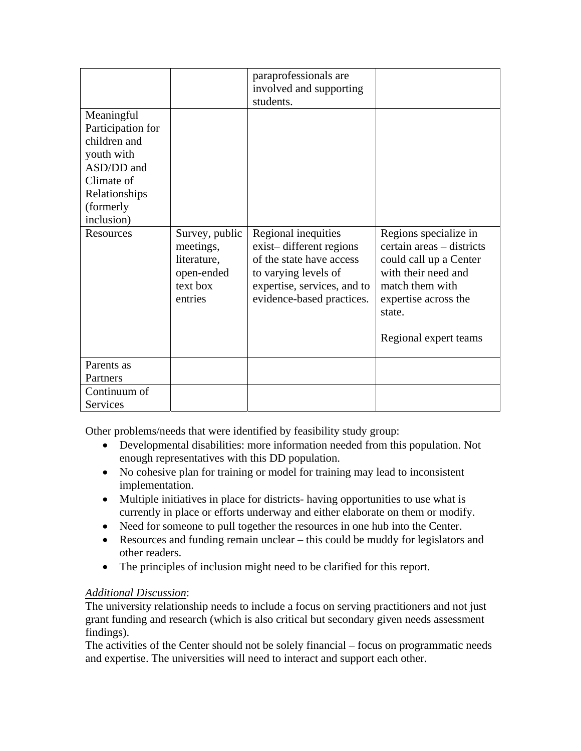| | | | |
|---|---|---|---|
| | | paraprofessionals are involved and supporting students. | |
| Meaningful Participation for children and youth with ASD/DD and Climate of Relationships (formerly inclusion) | | | |
| Resources | Survey, public meetings, literature, open-ended text box entries | Regional inequities exist– different regions of the state have access to varying levels of expertise, services, and to evidence-based practices. | Regions specialize in certain areas – districts could call up a Center with their need and match them with expertise across the state.<br><br>Regional expert teams |
| Parents as Partners | | | |
| Continuum of Services | | | |

Other problems/needs that were identified by feasibility study group:

- Developmental disabilities: more information needed from this population. Not enough representatives with this DD population.
- No cohesive plan for training or model for training may lead to inconsistent implementation.
- Multiple initiatives in place for districts- having opportunities to use what is currently in place or efforts underway and either elaborate on them or modify.
- Need for someone to pull together the resources in one hub into the Center.
- Resources and funding remain unclear – this could be muddy for legislators and other readers.
- The principles of inclusion might need to be clarified for this report.

*Additional Discussion*:
The university relationship needs to include a focus on serving practitioners and not just grant funding and research (which is also critical but secondary given needs assessment findings).
The activities of the Center should not be solely financial – focus on programmatic needs and expertise. The universities will need to interact and support each other.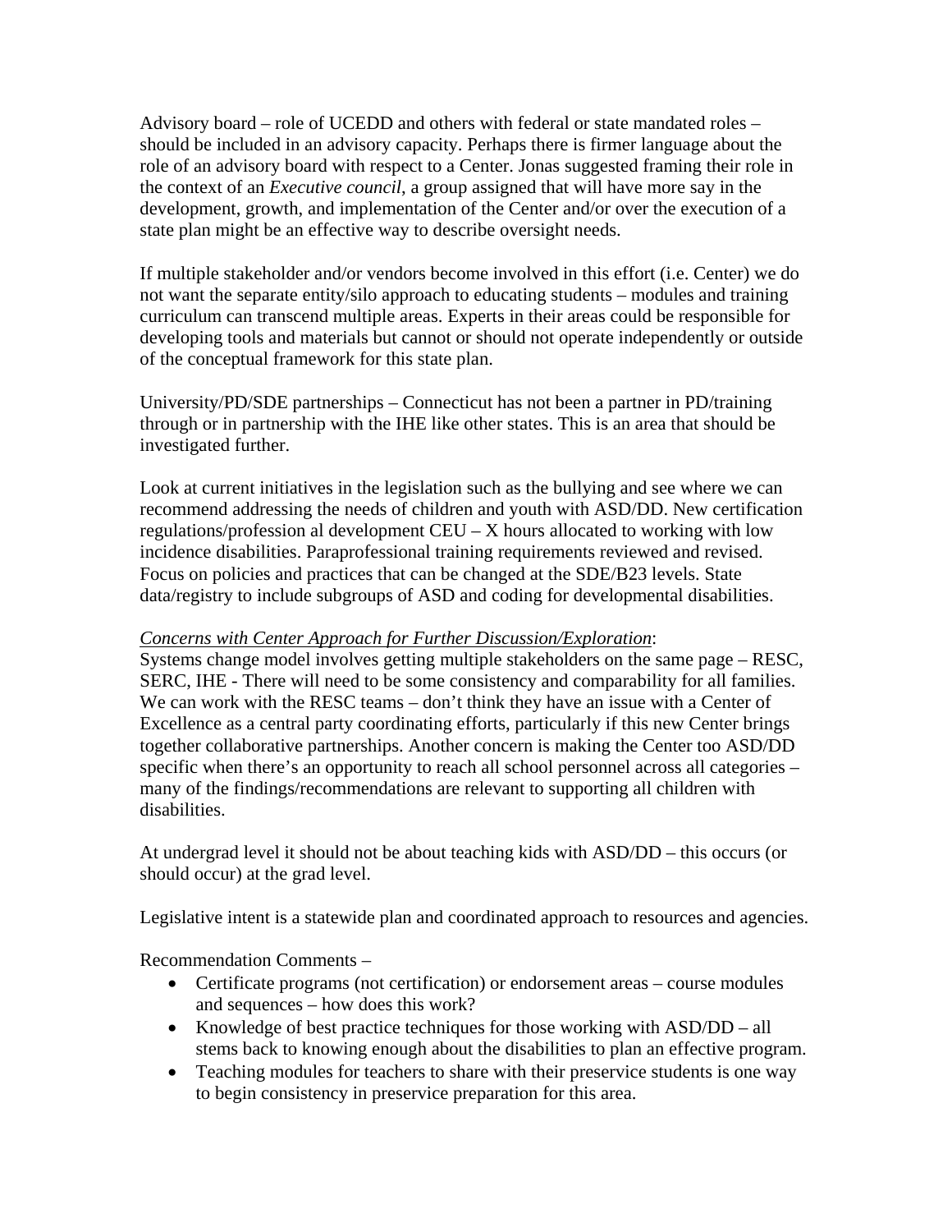Advisory board – role of UCEDD and others with federal or state mandated roles – should be included in an advisory capacity. Perhaps there is firmer language about the role of an advisory board with respect to a Center. Jonas suggested framing their role in the context of an *Executive council*, a group assigned that will have more say in the development, growth, and implementation of the Center and/or over the execution of a state plan might be an effective way to describe oversight needs.

If multiple stakeholder and/or vendors become involved in this effort (i.e. Center) we do not want the separate entity/silo approach to educating students – modules and training curriculum can transcend multiple areas. Experts in their areas could be responsible for developing tools and materials but cannot or should not operate independently or outside of the conceptual framework for this state plan.

University/PD/SDE partnerships – Connecticut has not been a partner in PD/training through or in partnership with the IHE like other states. This is an area that should be investigated further.

Look at current initiatives in the legislation such as the bullying and see where we can recommend addressing the needs of children and youth with ASD/DD. New certification regulations/profession al development CEU – X hours allocated to working with low incidence disabilities. Paraprofessional training requirements reviewed and revised. Focus on policies and practices that can be changed at the SDE/B23 levels. State data/registry to include subgroups of ASD and coding for developmental disabilities.

*Concerns with Center Approach for Further Discussion/Exploration*:
Systems change model involves getting multiple stakeholders on the same page – RESC, SERC, IHE - There will need to be some consistency and comparability for all families. We can work with the RESC teams – don't think they have an issue with a Center of Excellence as a central party coordinating efforts, particularly if this new Center brings together collaborative partnerships. Another concern is making the Center too ASD/DD specific when there's an opportunity to reach all school personnel across all categories – many of the findings/recommendations are relevant to supporting all children with disabilities.

At undergrad level it should not be about teaching kids with ASD/DD – this occurs (or should occur) at the grad level.

Legislative intent is a statewide plan and coordinated approach to resources and agencies.

Recommendation Comments –

- Certificate programs (not certification) or endorsement areas – course modules and sequences – how does this work?
- Knowledge of best practice techniques for those working with ASD/DD – all stems back to knowing enough about the disabilities to plan an effective program.
- Teaching modules for teachers to share with their preservice students is one way to begin consistency in preservice preparation for this area.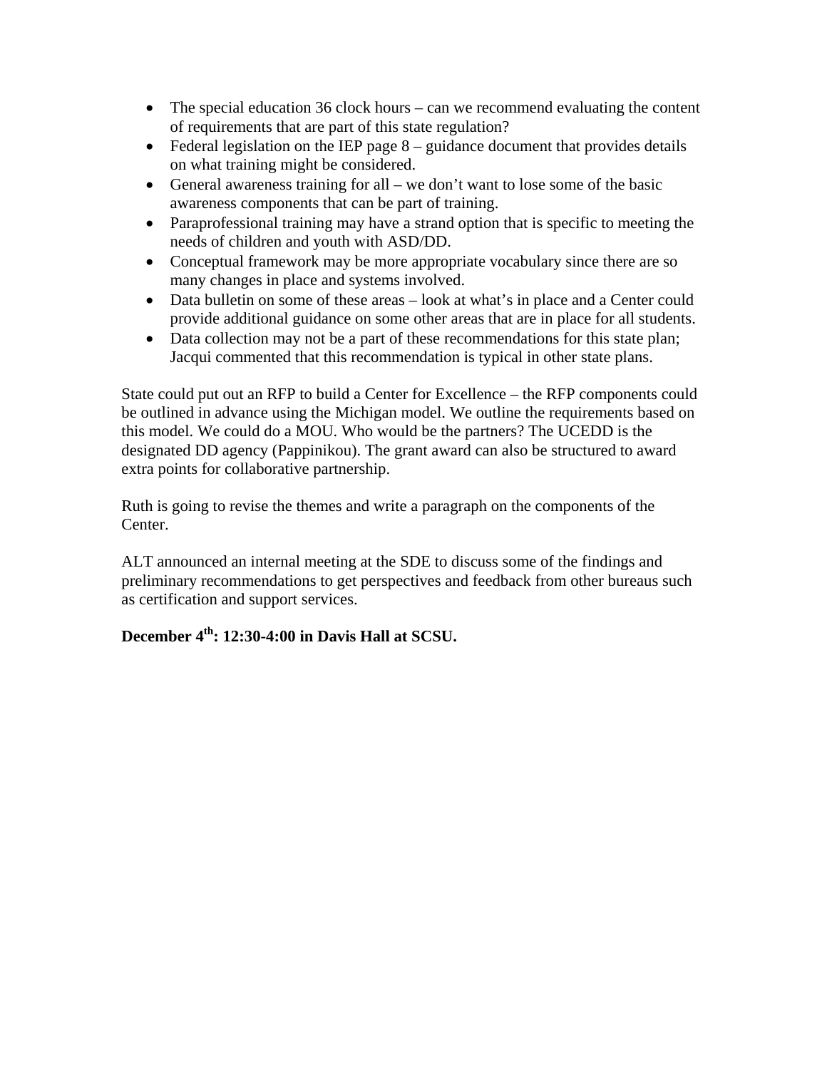- The special education 36 clock hours – can we recommend evaluating the content of requirements that are part of this state regulation?
- Federal legislation on the IEP page 8 – guidance document that provides details on what training might be considered.
- General awareness training for all – we don't want to lose some of the basic awareness components that can be part of training.
- Paraprofessional training may have a strand option that is specific to meeting the needs of children and youth with ASD/DD.
- Conceptual framework may be more appropriate vocabulary since there are so many changes in place and systems involved.
- Data bulletin on some of these areas – look at what's in place and a Center could provide additional guidance on some other areas that are in place for all students.
- Data collection may not be a part of these recommendations for this state plan; Jacqui commented that this recommendation is typical in other state plans.

State could put out an RFP to build a Center for Excellence – the RFP components could be outlined in advance using the Michigan model. We outline the requirements based on this model. We could do a MOU. Who would be the partners? The UCEDD is the designated DD agency (Pappinikou). The grant award can also be structured to award extra points for collaborative partnership.

Ruth is going to revise the themes and write a paragraph on the components of the Center.

ALT announced an internal meeting at the SDE to discuss some of the findings and preliminary recommendations to get perspectives and feedback from other bureaus such as certification and support services.

**December 4th: 12:30-4:00 in Davis Hall at SCSU.**